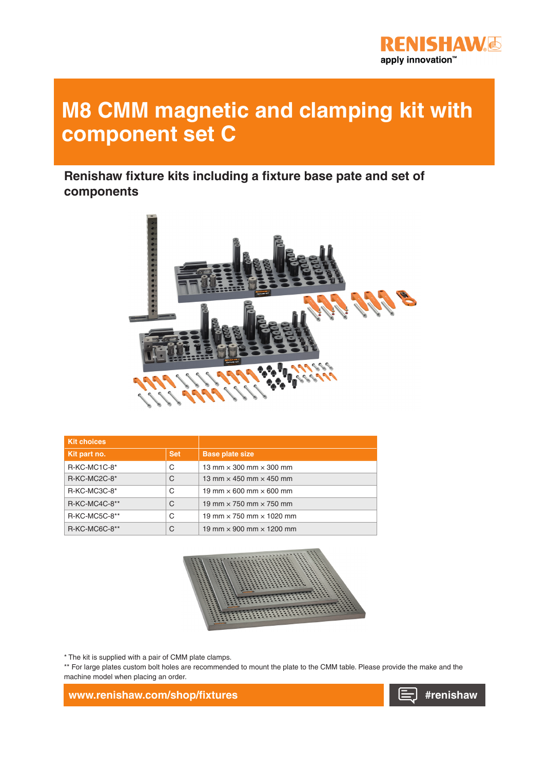# M8 CMM magnetic and clamping kit with component set C

## Renishaw fixture kits including a fixture base pate and set of components

| Kit choices | | |
|---|---|---|
| **Kit part no.** | **Set** | **Base plate size** |
| R-KC-MC1C-8* | C | 13 mm × 300 mm × 300 mm |
| R-KC-MC2C-8* | C | 13 mm × 450 mm × 450 mm |
| R-KC-MC3C-8* | C | 19 mm × 600 mm × 600 mm |
| R-KC-MC4C-8** | C | 19 mm × 750 mm × 750 mm |
| R-KC-MC5C-8** | C | 19 mm × 750 mm × 1020 mm |
| R-KC-MC6C-8** | C | 19 mm × 900 mm × 1200 mm |

* The kit is supplied with a pair of CMM plate clamps.

** For large plates custom bolt holes are recommended to mount the plate to the CMM table. Please provide the make and the machine model when placing an order.

**www.renishaw.com/shop/fixtures**

**#renishaw**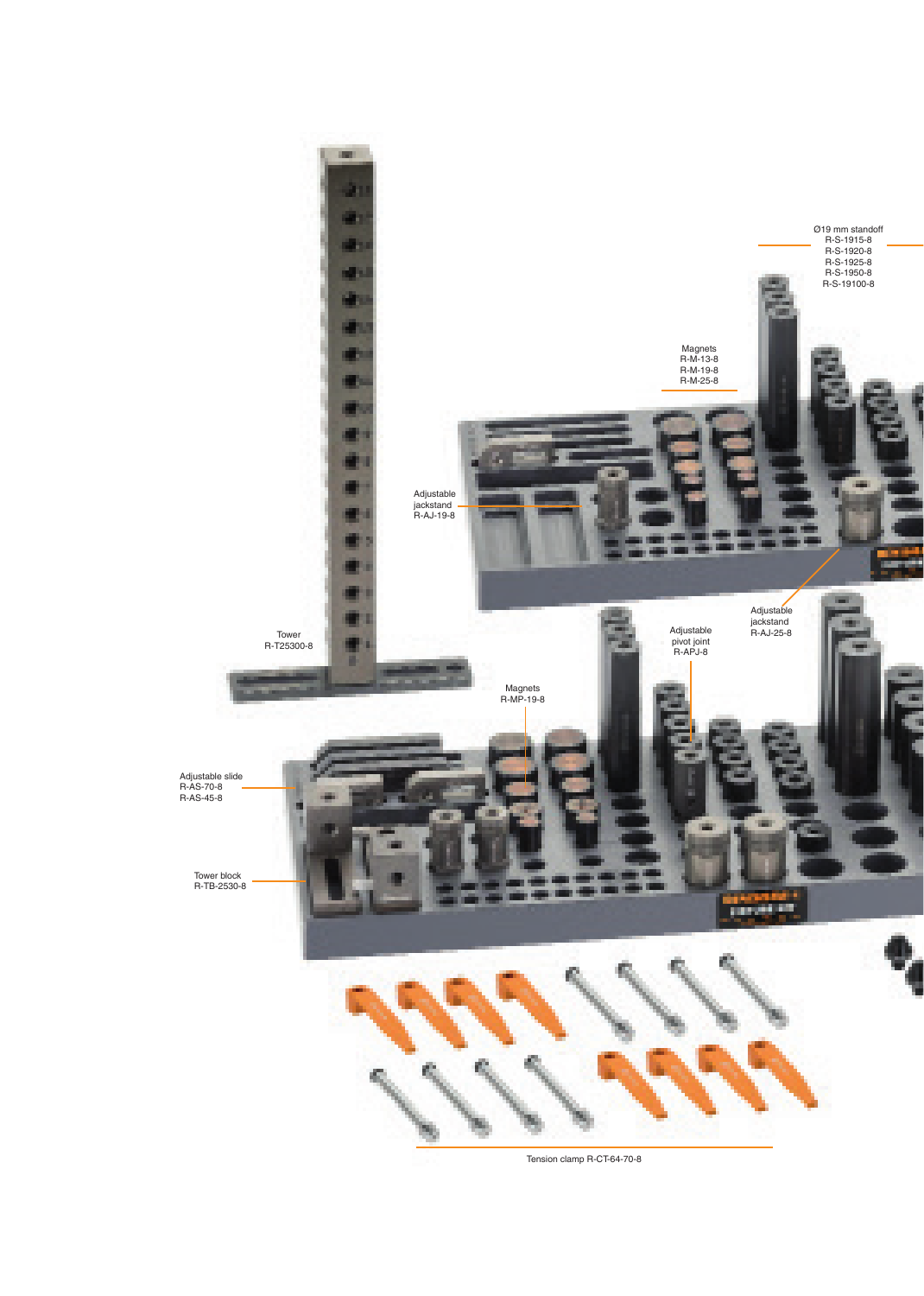Ø19 mm standoff
R-S-1915-8
R-S-1920-8
R-S-1925-8
R-S-1950-8
R-S-19100-8

Magnets
R-M-13-8
R-M-19-8
R-M-25-8

Adjustable jackstand
R-AJ-19-8

Tower
R-T25300-8

Adjustable jackstand
R-AJ-25-8

Adjustable pivot joint
R-APJ-8

Magnets
R-MP-19-8

Adjustable slide
R-AS-70-8
R-AS-45-8

Tower block
R-TB-2530-8

Tension clamp R-CT-64-70-8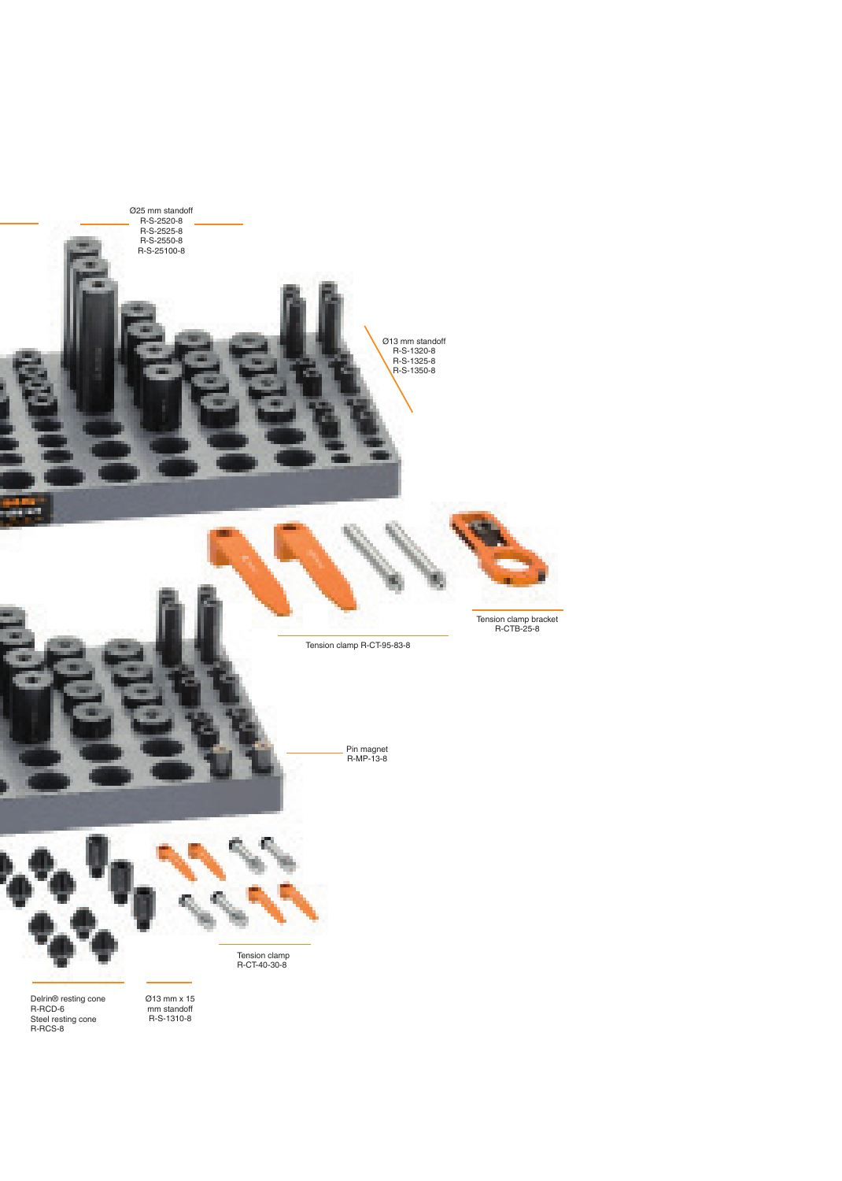Ø25 mm standoff
R-S-2520-8
R-S-2525-8
R-S-2550-8
R-S-25100-8

Ø13 mm standoff
R-S-1320-8
R-S-1325-8
R-S-1350-8

Tension clamp bracket
R-CTB-25-8

Tension clamp R-CT-95-83-8

Pin magnet
R-MP-13-8

Tension clamp
R-CT-40-30-8

Delrin® resting cone
R-RCD-6
Steel resting cone
R-RCS-8

Ø13 mm x 15 mm standoff
R-S-1310-8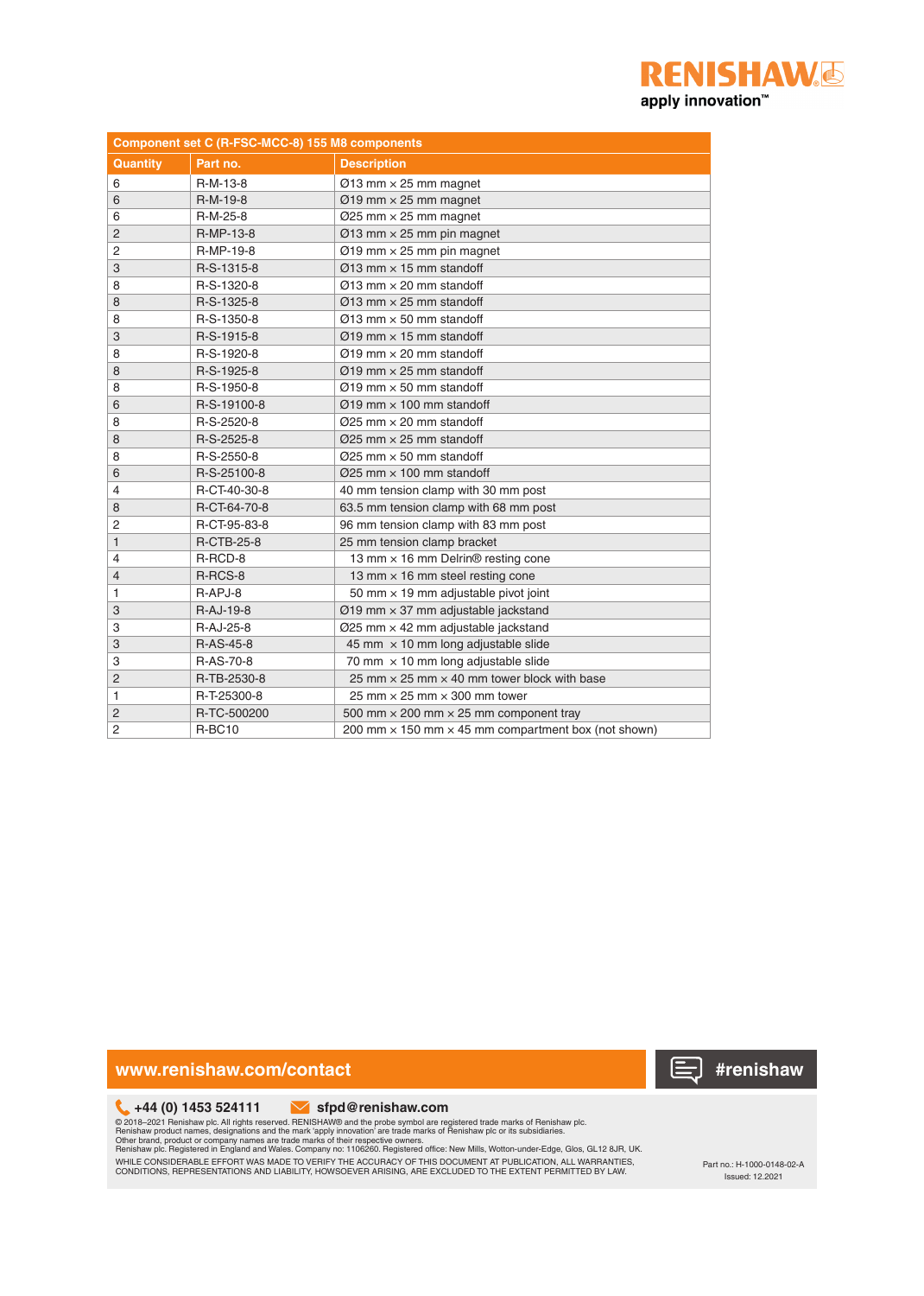RENISHAW
apply innovation™

| Component set C (R-FSC-MCC-8) 155 M8 components | | |
|---|---|---|
| **Quantity** | **Part no.** | **Description** |
| 6 | R-M-13-8 | Ø13 mm × 25 mm magnet |
| 6 | R-M-19-8 | Ø19 mm × 25 mm magnet |
| 6 | R-M-25-8 | Ø25 mm × 25 mm magnet |
| 2 | R-MP-13-8 | Ø13 mm × 25 mm pin magnet |
| 2 | R-MP-19-8 | Ø19 mm × 25 mm pin magnet |
| 3 | R-S-1315-8 | Ø13 mm × 15 mm standoff |
| 8 | R-S-1320-8 | Ø13 mm × 20 mm standoff |
| 8 | R-S-1325-8 | Ø13 mm × 25 mm standoff |
| 8 | R-S-1350-8 | Ø13 mm × 50 mm standoff |
| 3 | R-S-1915-8 | Ø19 mm × 15 mm standoff |
| 8 | R-S-1920-8 | Ø19 mm × 20 mm standoff |
| 8 | R-S-1925-8 | Ø19 mm × 25 mm standoff |
| 8 | R-S-1950-8 | Ø19 mm × 50 mm standoff |
| 6 | R-S-19100-8 | Ø19 mm × 100 mm standoff |
| 8 | R-S-2520-8 | Ø25 mm × 20 mm standoff |
| 8 | R-S-2525-8 | Ø25 mm × 25 mm standoff |
| 8 | R-S-2550-8 | Ø25 mm × 50 mm standoff |
| 6 | R-S-25100-8 | Ø25 mm × 100 mm standoff |
| 4 | R-CT-40-30-8 | 40 mm tension clamp with 30 mm post |
| 8 | R-CT-64-70-8 | 63.5 mm tension clamp with 68 mm post |
| 2 | R-CT-95-83-8 | 96 mm tension clamp with 83 mm post |
| 1 | R-CTB-25-8 | 25 mm tension clamp bracket |
| 4 | R-RCD-8 | 13 mm × 16 mm Delrin® resting cone |
| 4 | R-RCS-8 | 13 mm × 16 mm steel resting cone |
| 1 | R-APJ-8 | 50 mm × 19 mm adjustable pivot joint |
| 3 | R-AJ-19-8 | Ø19 mm × 37 mm adjustable jackstand |
| 3 | R-AJ-25-8 | Ø25 mm × 42 mm adjustable jackstand |
| 3 | R-AS-45-8 | 45 mm × 10 mm long adjustable slide |
| 3 | R-AS-70-8 | 70 mm × 10 mm long adjustable slide |
| 2 | R-TB-2530-8 | 25 mm × 25 mm × 40 mm tower block with base |
| 1 | R-T-25300-8 | 25 mm × 25 mm × 300 mm tower |
| 2 | R-TC-500200 | 500 mm × 200 mm × 25 mm component tray |
| 2 | R-BC10 | 200 mm × 150 mm × 45 mm compartment box (not shown) |

**www.renishaw.com/contact**

**#renishaw**

**+44 (0) 1453 524111** **sfpd@renishaw.com**

© 2018–2021 Renishaw plc. All rights reserved. RENISHAW® and the probe symbol are registered trade marks of Renishaw plc.
Renishaw product names, designations and the mark 'apply innovation' are trade marks of Renishaw plc or its subsidiaries.
Other brand, product or company names are trade marks of their respective owners.
Renishaw plc. Registered in England and Wales. Company no: 1106260. Registered office: New Mills, Wotton-under-Edge, Glos, GL12 8JR, UK.

WHILE CONSIDERABLE EFFORT WAS MADE TO VERIFY THE ACCURACY OF THIS DOCUMENT AT PUBLICATION, ALL WARRANTIES, CONDITIONS, REPRESENTATIONS AND LIABILITY, HOWSOEVER ARISING, ARE EXCLUDED TO THE EXTENT PERMITTED BY LAW.

Part no.: H-1000-0148-02-A
Issued: 12.2021